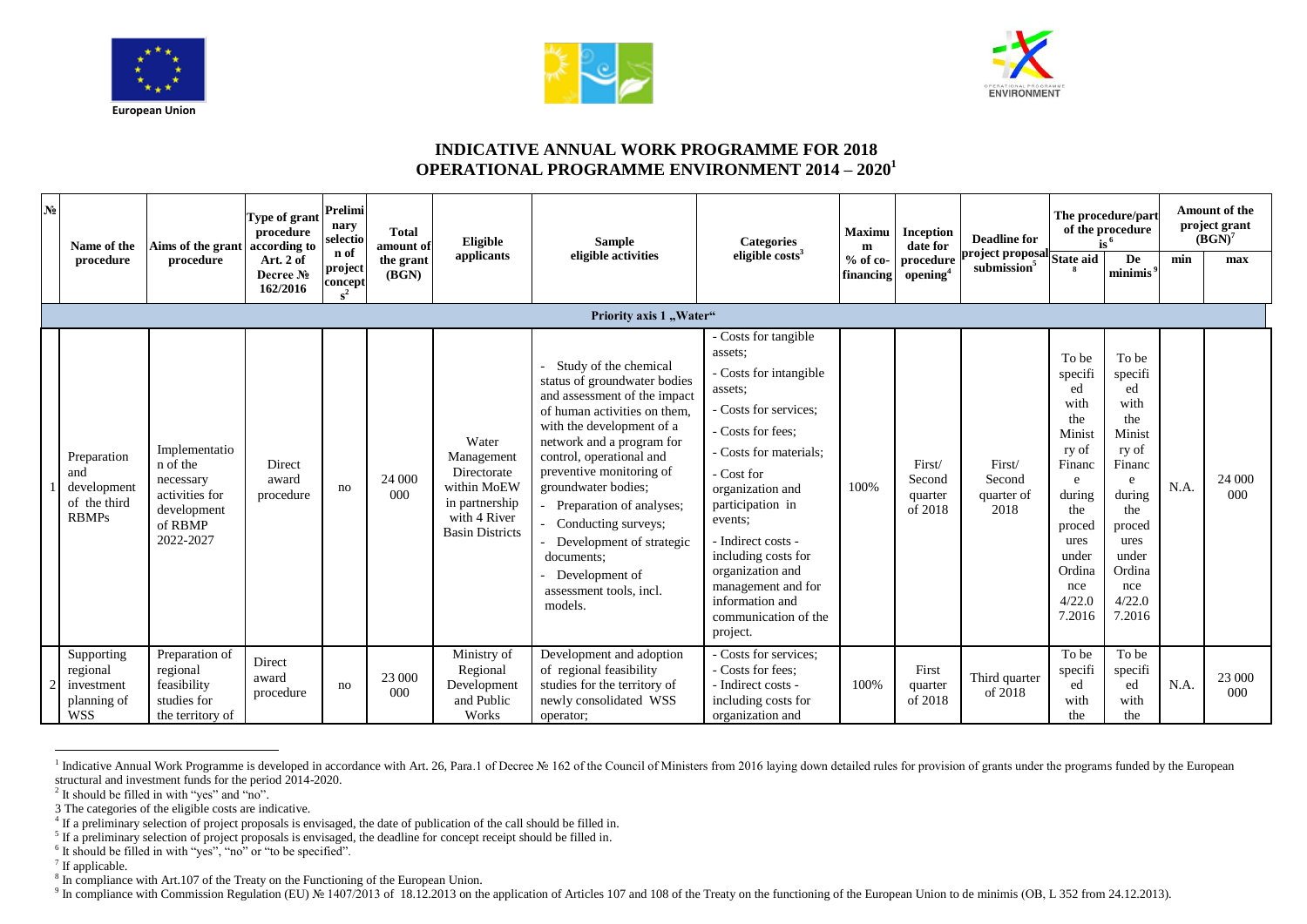European Union

# INDICATIVE ANNUAL WORK PROGRAMME FOR 2018
# OPERATIONAL PROGRAMME ENVIRONMENT 2014 – 2020[1]

| № | Name of the procedure | Aims of the grant procedure | Type of grant procedure according to Art. 2 of Decree № 162/2016 | Preliminary selection of project concepts[2] | Total amount of the grant (BGN) | Eligible applicants | Sample eligible activities | Categories eligible costs[3] | Maximum % of co-financing | Inception date for procedure opening[4] | Deadline for project proposal submission[5] | The procedure/part of the procedure is[6] | | Amount of the project grant (BGN)[7] | |
|---|---|---|---|---|---|---|---|---|---|---|---|---|---|---|---|
| | | | | | | | | | | | | State aid[8] | De minimis[9] | min | max |
| **Priority axis 1 „Water“** | | | | | | | | | | | | | | | |
| 1 | Preparation and development of the third RBMPs | Implementation of the necessary activities for development of RBMP 2022-2027 | Direct award procedure | no | 24 000 000 | Water Management Directorate within MoEW in partnership with 4 River Basin Districts | - Study of the chemical status of groundwater bodies and assessment of the impact of human activities on them, with the development of a network and a program for control, operational and preventive monitoring of groundwater bodies;<br>- Preparation of analyses;<br>- Conducting surveys;<br>- Development of strategic documents;<br>- Development of assessment tools, incl. models. | - Costs for tangible assets;<br>- Costs for intangible assets;<br>- Costs for services;<br>- Costs for fees;<br>- Costs for materials;<br>- Cost for organization and participation in events;<br>- Indirect costs - including costs for organization and management and for information and communication of the project. | 100% | First/ Second quarter of 2018 | First/ Second quarter of 2018 | To be specified with the Ministry of Finance during the procedures under Ordinance 4/22.07.2016 | To be specified with the Ministry of Finance during the procedures under Ordinance 4/22.07.2016 | N.A. | 24 000 000 |
| 2 | Supporting regional investment planning of WSS | Preparation of regional feasibility studies for the territory of | Direct award procedure | no | 23 000 000 | Ministry of Regional Development and Public Works | Development and adoption of regional feasibility studies for the territory of newly consolidated WSS operator; | - Costs for services;<br>- Costs for fees;<br>- Indirect costs - including costs for organization and | 100% | First quarter of 2018 | Third quarter of 2018 | To be specified with the | To be specified with the | N.A. | 23 000 000 |

[1] Indicative Annual Work Programme is developed in accordance with Art. 26, Para.1 of Decree № 162 of the Council of Ministers from 2016 laying down detailed rules for provision of grants under the programs funded by the European structural and investment funds for the period 2014-2020.
[2] It should be filled in with "yes" and "no".
3 The categories of the eligible costs are indicative.
[4] If a preliminary selection of project proposals is envisaged, the date of publication of the call should be filled in.
[5] If a preliminary selection of project proposals is envisaged, the deadline for concept receipt should be filled in.
[6] It should be filled in with "yes", "no" or "to be specified".
[7] If applicable.
[8] In compliance with Art.107 of the Treaty on the Functioning of the European Union.
[9] In compliance with Commission Regulation (EU) № 1407/2013 of 18.12.2013 on the application of Articles 107 and 108 of the Treaty on the functioning of the European Union to de minimis (OB, L 352 from 24.12.2013).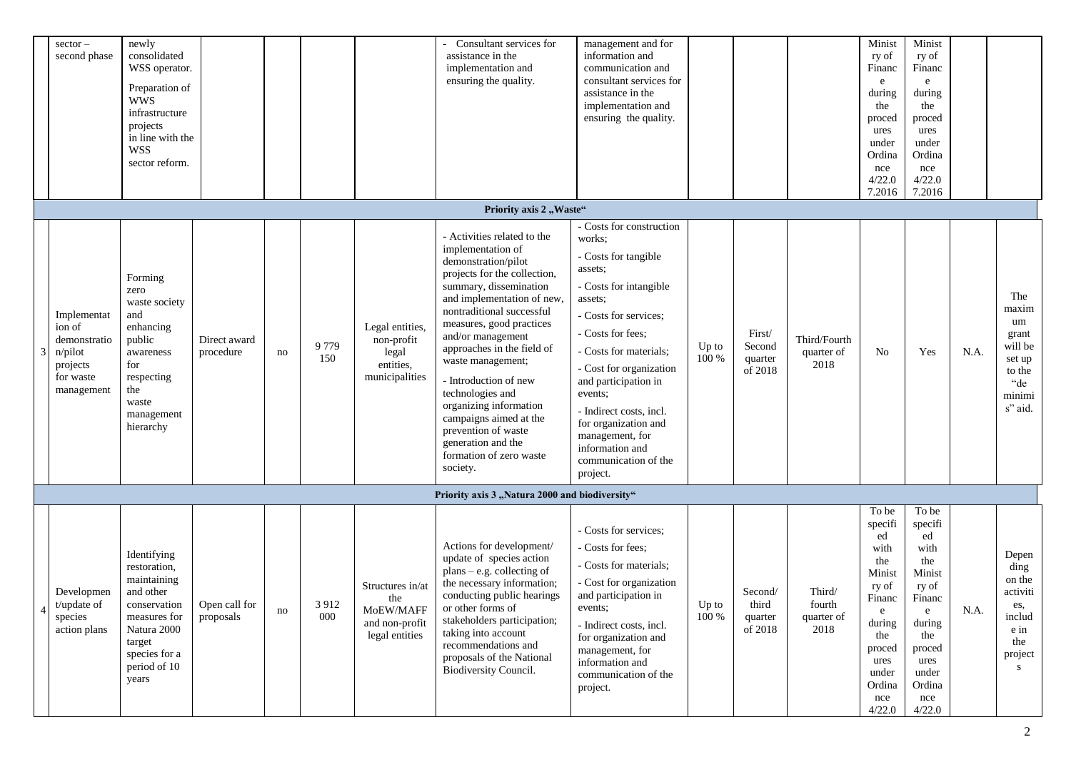| | sector – second phase | newly consolidated WSS operator. Preparation of WWS infrastructure projects in line with the WSS sector reform. | | | | | - Consultant services for assistance in the implementation and ensuring the quality. | management and for information and communication and consultant services for assistance in the implementation and ensuring the quality. | | | | Ministry of Finance during the procedures under Ordinance 4/22.07.2016 | Ministry of Finance during the procedures under Ordinance 4/22.07.2016 | | |
|---|---|---|---|---|---|---|---|---|---|---|---|---|---|---|---|
| **Priority axis 2 „Waste“** | | | | | | | | | | | | | | | |
| 3 | Implementation of demonstration/pilot projects for waste management | Forming zero waste society and enhancing public awareness for respecting the waste management hierarchy | Direct award procedure | no | 9 779 150 | Legal entities, non-profit legal entities, municipalities | - Activities related to the implementation of demonstration/pilot projects for the collection, summary, dissemination and implementation of new, nontraditional successful measures, good practices and/or management approaches in the field of waste management; - Introduction of new technologies and organizing information campaigns aimed at the prevention of waste generation and the formation of zero waste society. | - Costs for construction works; - Costs for tangible assets; - Costs for intangible assets; - Costs for services; - Costs for fees; - Costs for materials; - Cost for organization and participation in events; - Indirect costs, incl. for organization and management, for information and communication of the project. | Up to 100 % | First/ Second quarter of 2018 | Third/Fourth quarter of 2018 | No | Yes | N.A. | The maximum grant will be set up to the "de minimis" aid. |
| **Priority axis 3 „Natura 2000 and biodiversity“** | | | | | | | | | | | | | | | |
| 4 | Development/update of species action plans | Identifying restoration, maintaining and other conservation measures for Natura 2000 target species for a period of 10 years | Open call for proposals | no | 3 912 000 | Structures in/at the MoEW/MAFF and non-profit legal entities | Actions for development/ update of species action plans – e.g. collecting of the necessary information; conducting public hearings or other forms of stakeholders participation; taking into account recommendations and proposals of the National Biodiversity Council. | - Costs for services; - Costs for fees; - Costs for materials; - Cost for organization and participation in events; - Indirect costs, incl. for organization and management, for information and communication of the project. | Up to 100 % | Second/ third quarter of 2018 | Third/ fourth quarter of 2018 | To be specified with the Ministry of Finance during the procedures under Ordinance 4/22.0 | To be specified with the Ministry of Finance during the procedures under Ordinance 4/22.0 | N.A. | Depending on the activities, include in the projects |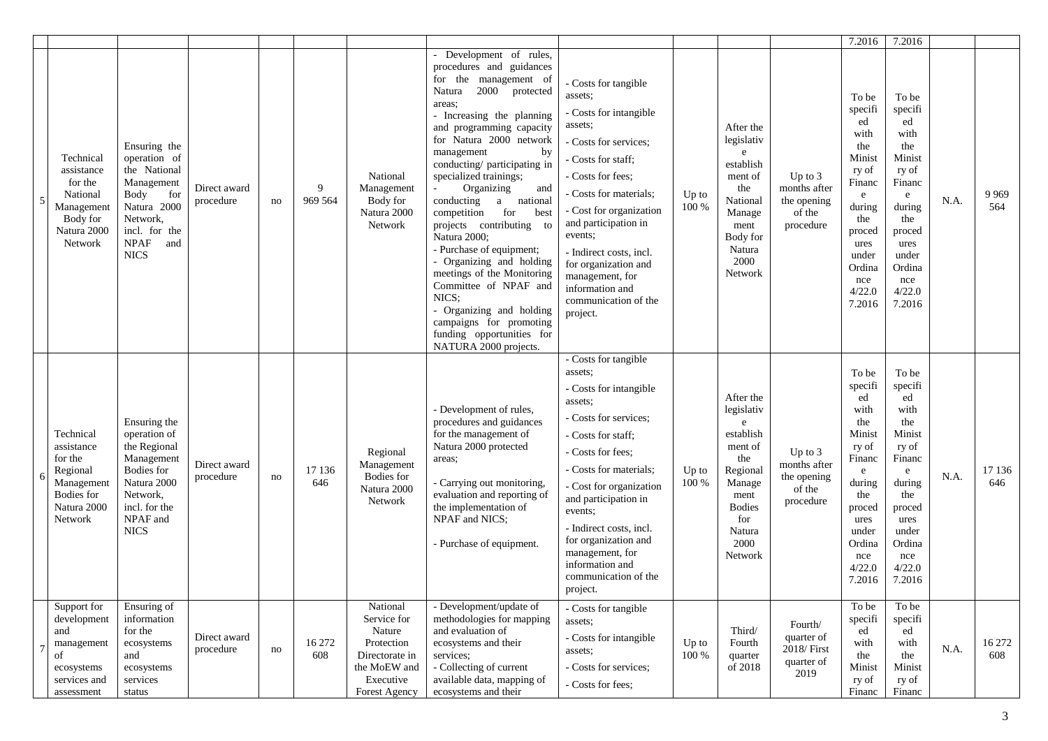| | | | | | | | | | | | | | | |
|---|---|---|---|---|---|---|---|---|---|---|---|---|---|---|
| | | | | | | | | | | | 7.2016 | 7.2016 | | |
| 5 | Technical assistance for the National Management Body for Natura 2000 Network | Ensuring the operation of the National Management Body for Natura 2000 Network, incl. for the NPAF and NICS | Direct award procedure | no | 9 969 564 | National Management Body for Natura 2000 Network | - Development of rules, procedures and guidances for the management of Natura 2000 protected areas;<br>- Increasing the planning and programming capacity for Natura 2000 network management by conducting/ participating in specialized trainings;<br>- Organizing and conducting a national competition for best projects contributing to Natura 2000;<br>- Purchase of equipment;<br>- Organizing and holding meetings of the Monitoring Committee of NPAF and NICS;<br>- Organizing and holding campaigns for promoting funding opportunities for NATURA 2000 projects. | - Costs for tangible assets;<br>- Costs for intangible assets;<br>- Costs for services;<br>- Costs for staff;<br>- Costs for fees;<br>- Costs for materials;<br>- Cost for organization and participation in events;<br>- Indirect costs, incl. for organization and management, for information and communication of the project. | Up to 100 % | After the legislative establishment of the National Management Body for Natura 2000 Network | Up to 3 months after the opening of the procedure | To be specified with the Ministry of Finance during the procedures under Ordinance 4/22.07.2016 | To be specified with the Ministry of Finance during the procedures under Ordinance 4/22.07.2016 | N.A. | 9 969 564 |
| 6 | Technical assistance for the Regional Management Bodies for Natura 2000 Network | Ensuring the operation of the Regional Management Bodies for Natura 2000 Network, incl. for the NPAF and NICS | Direct award procedure | no | 17 136 646 | Regional Management Bodies for Natura 2000 Network | - Development of rules, procedures and guidances for the management of Natura 2000 protected areas;<br>- Carrying out monitoring, evaluation and reporting of the implementation of NPAF and NICS;<br>- Purchase of equipment. | - Costs for tangible assets;<br>- Costs for intangible assets;<br>- Costs for services;<br>- Costs for staff;<br>- Costs for fees;<br>- Costs for materials;<br>- Cost for organization and participation in events;<br>- Indirect costs, incl. for organization and management, for information and communication of the project. | Up to 100 % | After the legislative establishment of the Regional Management Bodies for Natura 2000 Network | Up to 3 months after the opening of the procedure | To be specified with the Ministry of Finance during the procedures under Ordinance 4/22.07.2016 | To be specified with the Ministry of Finance during the procedures under Ordinance 4/22.07.2016 | N.A. | 17 136 646 |
| 7 | Support for development and management of ecosystems services and assessment | Ensuring of information for the ecosystems and ecosystems services status | Direct award procedure | no | 16 272 608 | National Service for Nature Protection Directorate in the MoEW and Executive Forest Agency | - Development/update of methodologies for mapping and evaluation of ecosystems and their services;<br>- Collecting of current available data, mapping of ecosystems and their | - Costs for tangible assets;<br>- Costs for intangible assets;<br>- Costs for services;<br>- Costs for fees; | Up to 100 % | Third/ Fourth quarter of 2018 | Fourth/ quarter of 2018/ First quarter of 2019 | To be specified with the Ministry of Financ | To be specified with the Ministry of Financ | N.A. | 16 272 608 |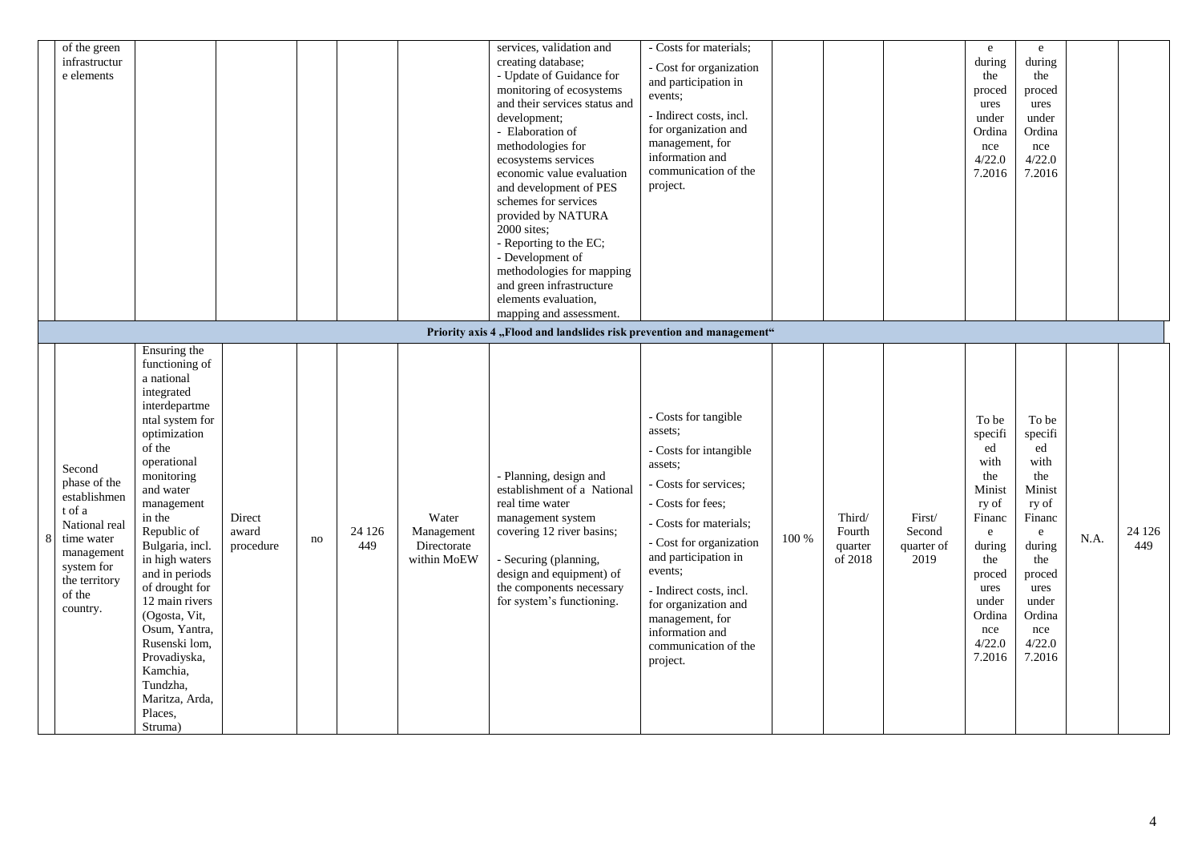| | | | | | | | | | | | | | | | |
|---|---|---|---|---|---|---|---|---|---|---|---|---|---|---|---|
| | of the green infrastructure elements | | | | | | services, validation and creating database;<br>- Update of Guidance for monitoring of ecosystems and their services status and development;<br>- Elaboration of methodologies for ecosystems services economic value evaluation and development of PES schemes for services provided by NATURA 2000 sites;<br>- Reporting to the EC;<br>- Development of methodologies for mapping and green infrastructure elements evaluation, mapping and assessment. | - Costs for materials;<br>- Cost for organization and participation in events;<br>- Indirect costs, incl. for organization and management, for information and communication of the project. | | | | e during the procedures under Ordinance 4/22.07.2016 | e during the procedures under Ordinance 4/22.07.2016 | | |
| **Priority axis 4 „Flood and landslides risk prevention and management“** | | | | | | | | | | | | | | | |
| 8 | Second phase of the establishment of a National real time water management system for the territory of the country. | Ensuring the functioning of a national integrated interdepartmental system for optimization of the operational monitoring and water management in the Republic of Bulgaria, incl. in high waters and in periods of drought for 12 main rivers (Ogosta, Vit, Osum, Yantra, Rusenski lom, Provadiyska, Kamchia, Tundzha, Maritza, Arda, Places, Struma) | Direct award procedure | no | 24 126 449 | Water Management Directorate within MoEW | - Planning, design and establishment of a National real time water management system covering 12 river basins;<br>- Securing (planning, design and equipment) of the components necessary for system's functioning. | - Costs for tangible assets;<br>- Costs for intangible assets;<br>- Costs for services;<br>- Costs for fees;<br>- Costs for materials;<br>- Cost for organization and participation in events;<br>- Indirect costs, incl. for organization and management, for information and communication of the project. | 100 % | Third/ Fourth quarter of 2018 | First/ Second quarter of 2019 | To be specified with the Ministry of Finance during the procedures under Ordinance 4/22.07.2016 | To be specified with the Ministry of Finance during the procedures under Ordinance 4/22.07.2016 | N.A. | 24 126 449 |